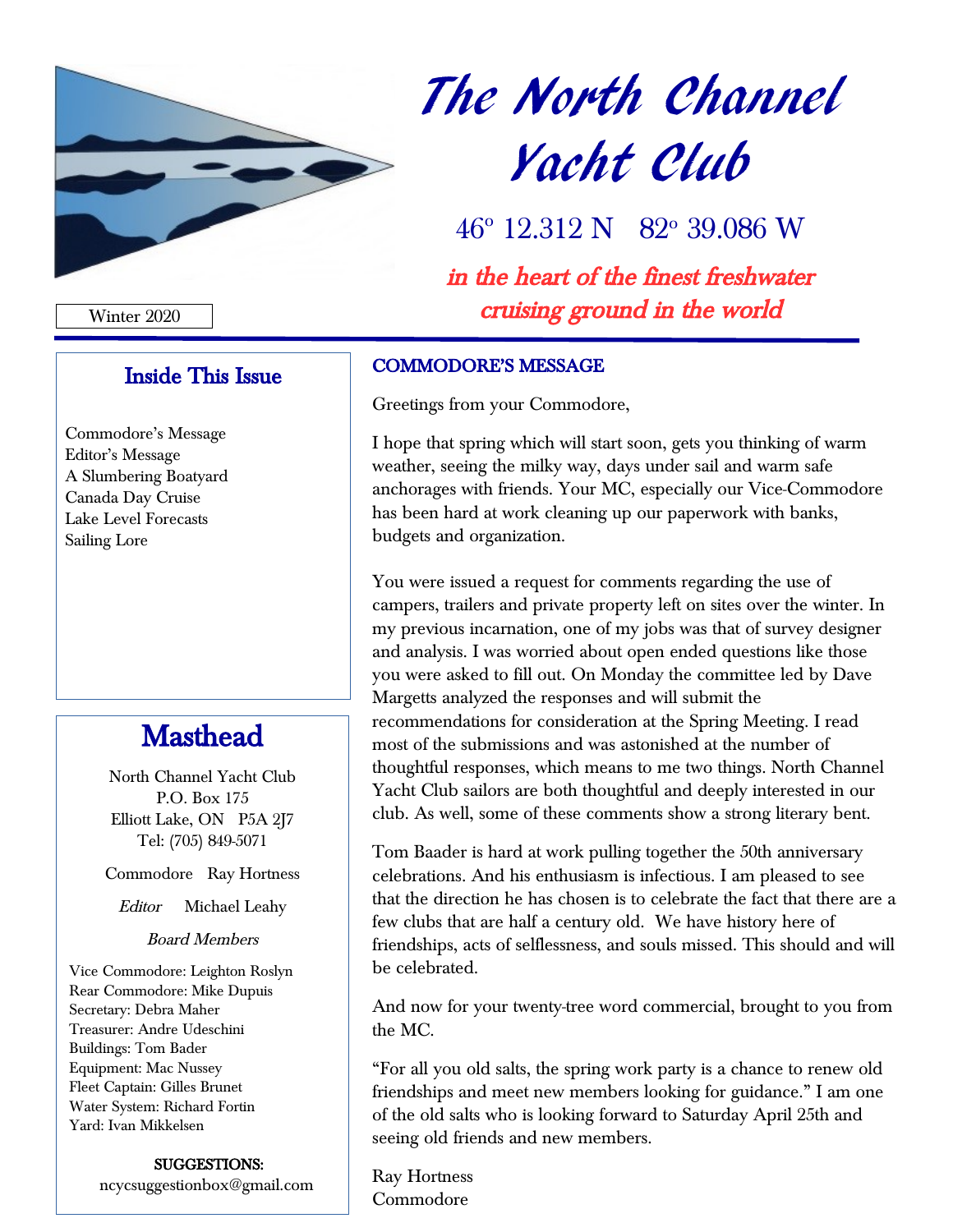# The North Channel Yacht Club

46° 12.312 N    82° 39.086 W

*in the heart of the finest freshwater cruising ground in the world*

Winter 2020

## Inside This Issue

Commodore's Message
Editor's Message
A Slumbering Boatyard
Canada Day Cruise
Lake Level Forecasts
Sailing Lore

## Masthead

North Channel Yacht Club
P.O. Box 175
Elliott Lake, ON   P5A 2J7
Tel: (705) 849-5071

Commodore   Ray Hortness

*Editor*   Michael Leahy

*Board Members*

Vice Commodore: Leighton Roslyn
Rear Commodore: Mike Dupuis
Secretary: Debra Maher
Treasurer: Andre Udeschini
Buildings: Tom Bader
Equipment: Mac Nussey
Fleet Captain: Gilles Brunet
Water System: Richard Fortin
Yard: Ivan Mikkelsen

**SUGGESTIONS:**
ncycsuggestionbox@gmail.com

## COMMODORE'S MESSAGE

Greetings from your Commodore,

I hope that spring which will start soon, gets you thinking of warm weather, seeing the milky way, days under sail and warm safe anchorages with friends. Your MC, especially our Vice-Commodore has been hard at work cleaning up our paperwork with banks, budgets and organization.

You were issued a request for comments regarding the use of campers, trailers and private property left on sites over the winter. In my previous incarnation, one of my jobs was that of survey designer and analysis. I was worried about open ended questions like those you were asked to fill out. On Monday the committee led by Dave Margetts analyzed the responses and will submit the recommendations for consideration at the Spring Meeting. I read most of the submissions and was astonished at the number of thoughtful responses, which means to me two things. North Channel Yacht Club sailors are both thoughtful and deeply interested in our club. As well, some of these comments show a strong literary bent.

Tom Baader is hard at work pulling together the 50th anniversary celebrations. And his enthusiasm is infectious. I am pleased to see that the direction he has chosen is to celebrate the fact that there are a few clubs that are half a century old. We have history here of friendships, acts of selflessness, and souls missed. This should and will be celebrated.

And now for your twenty-tree word commercial, brought to you from the MC.

"For all you old salts, the spring work party is a chance to renew old friendships and meet new members looking for guidance." I am one of the old salts who is looking forward to Saturday April 25th and seeing old friends and new members.

Ray Hortness
Commodore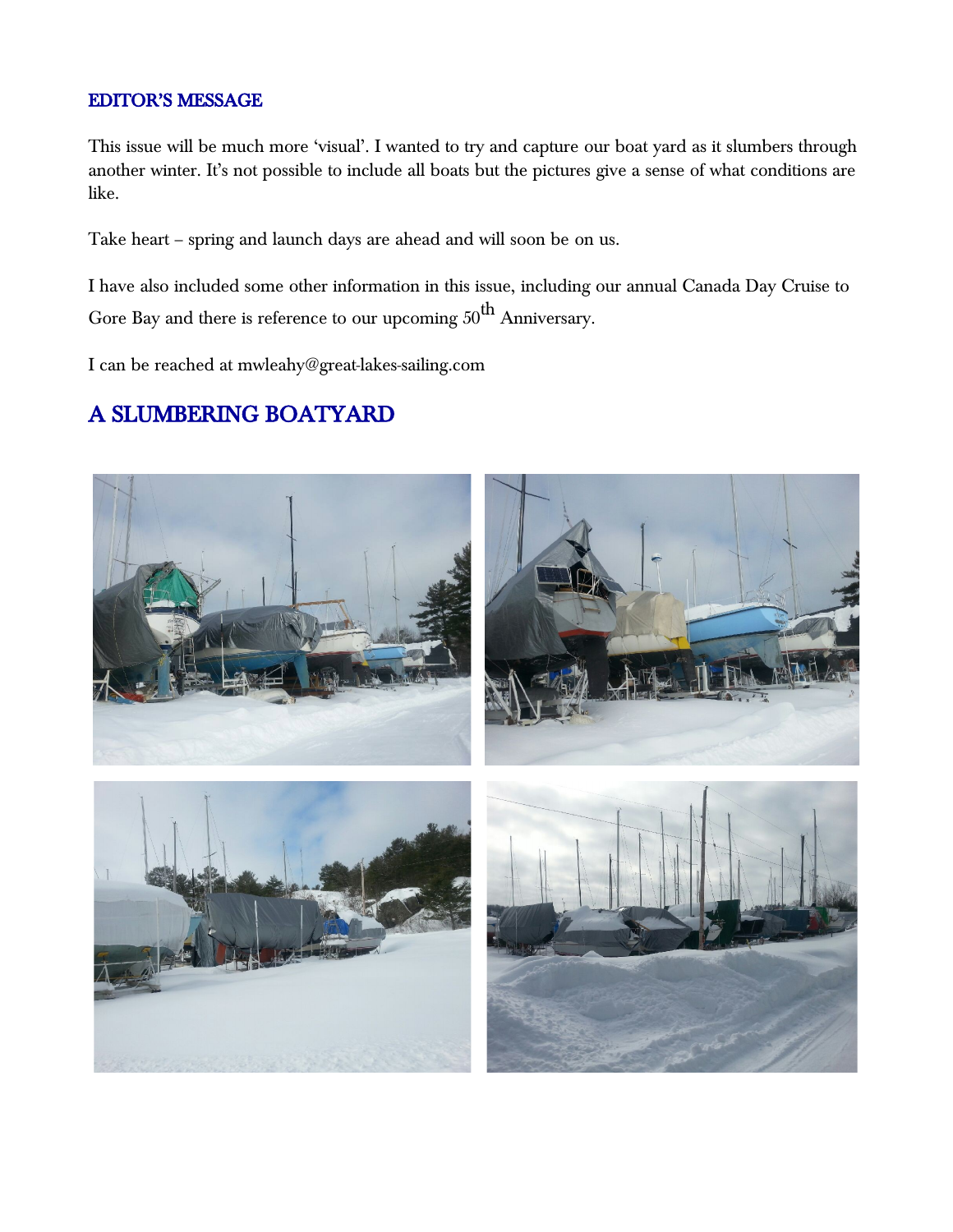### EDITOR'S MESSAGE

This issue will be much more 'visual'. I wanted to try and capture our boat yard as it slumbers through another winter. It's not possible to include all boats but the pictures give a sense of what conditions are like.

Take heart – spring and launch days are ahead and will soon be on us.

I have also included some other information in this issue, including our annual Canada Day Cruise to Gore Bay and there is reference to our upcoming 50th Anniversary.

I can be reached at mwleahy@great-lakes-sailing.com

## A SLUMBERING BOATYARD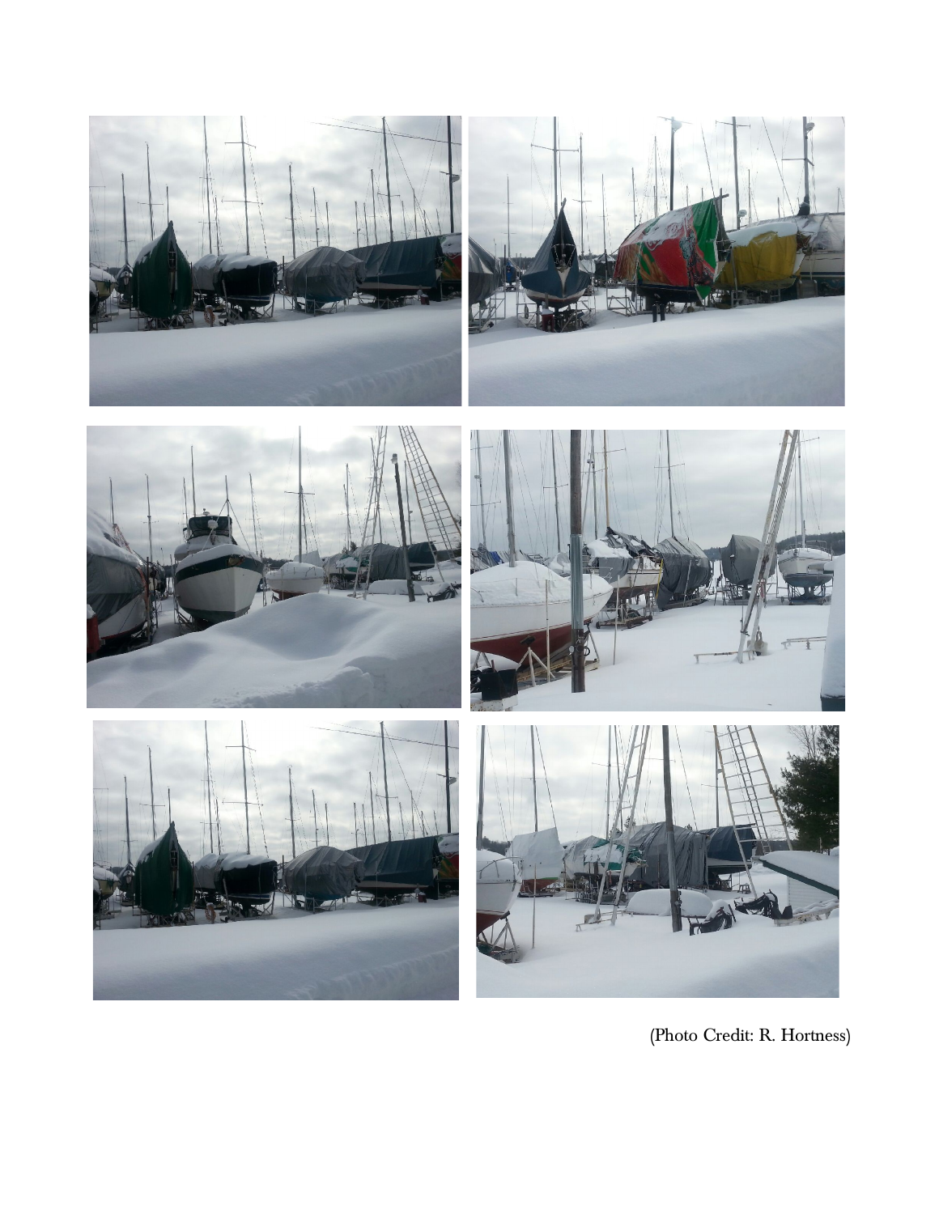(Photo Credit: R. Hortness)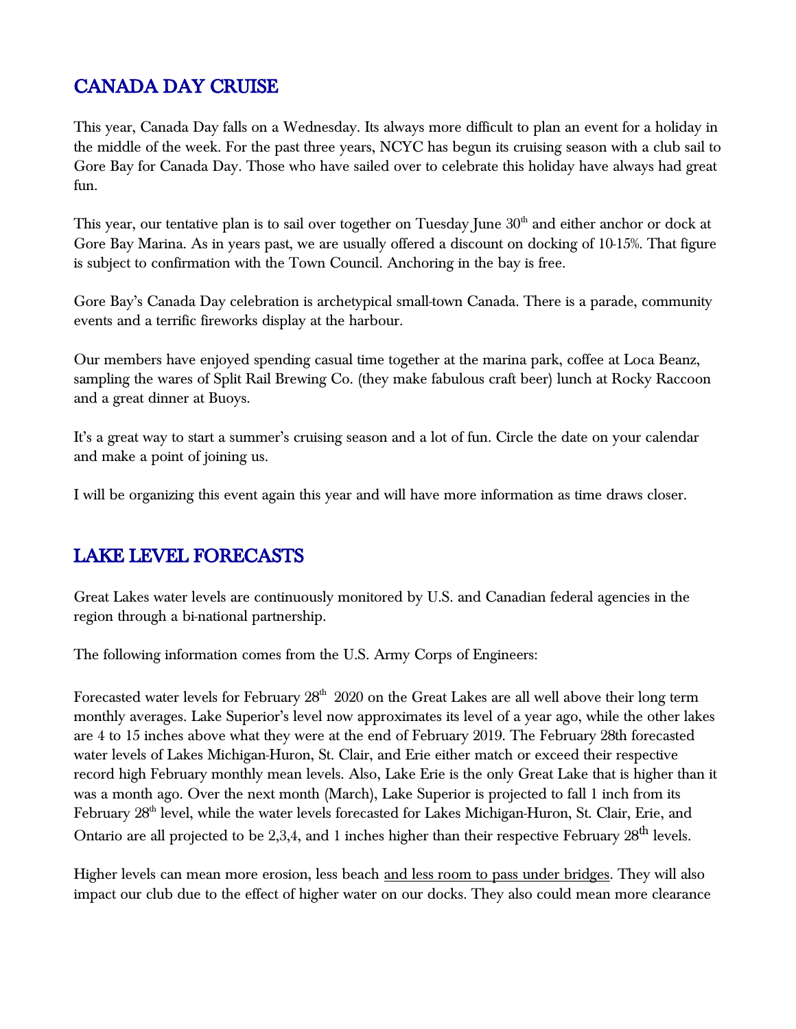## CANADA DAY CRUISE

This year, Canada Day falls on a Wednesday. Its always more difficult to plan an event for a holiday in the middle of the week. For the past three years, NCYC has begun its cruising season with a club sail to Gore Bay for Canada Day. Those who have sailed over to celebrate this holiday have always had great fun.

This year, our tentative plan is to sail over together on Tuesday June 30th and either anchor or dock at Gore Bay Marina. As in years past, we are usually offered a discount on docking of 10-15%. That figure is subject to confirmation with the Town Council. Anchoring in the bay is free.

Gore Bay's Canada Day celebration is archetypical small-town Canada. There is a parade, community events and a terrific fireworks display at the harbour.

Our members have enjoyed spending casual time together at the marina park, coffee at Loca Beanz, sampling the wares of Split Rail Brewing Co. (they make fabulous craft beer) lunch at Rocky Raccoon and a great dinner at Buoys.

It's a great way to start a summer's cruising season and a lot of fun. Circle the date on your calendar and make a point of joining us.

I will be organizing this event again this year and will have more information as time draws closer.

## LAKE LEVEL FORECASTS

Great Lakes water levels are continuously monitored by U.S. and Canadian federal agencies in the region through a bi-national partnership.

The following information comes from the U.S. Army Corps of Engineers:

Forecasted water levels for February 28th 2020 on the Great Lakes are all well above their long term monthly averages. Lake Superior's level now approximates its level of a year ago, while the other lakes are 4 to 15 inches above what they were at the end of February 2019. The February 28th forecasted water levels of Lakes Michigan-Huron, St. Clair, and Erie either match or exceed their respective record high February monthly mean levels. Also, Lake Erie is the only Great Lake that is higher than it was a month ago. Over the next month (March), Lake Superior is projected to fall 1 inch from its February 28th level, while the water levels forecasted for Lakes Michigan-Huron, St. Clair, Erie, and Ontario are all projected to be 2,3,4, and 1 inches higher than their respective February 28th levels.

Higher levels can mean more erosion, less beach and less room to pass under bridges. They will also impact our club due to the effect of higher water on our docks. They also could mean more clearance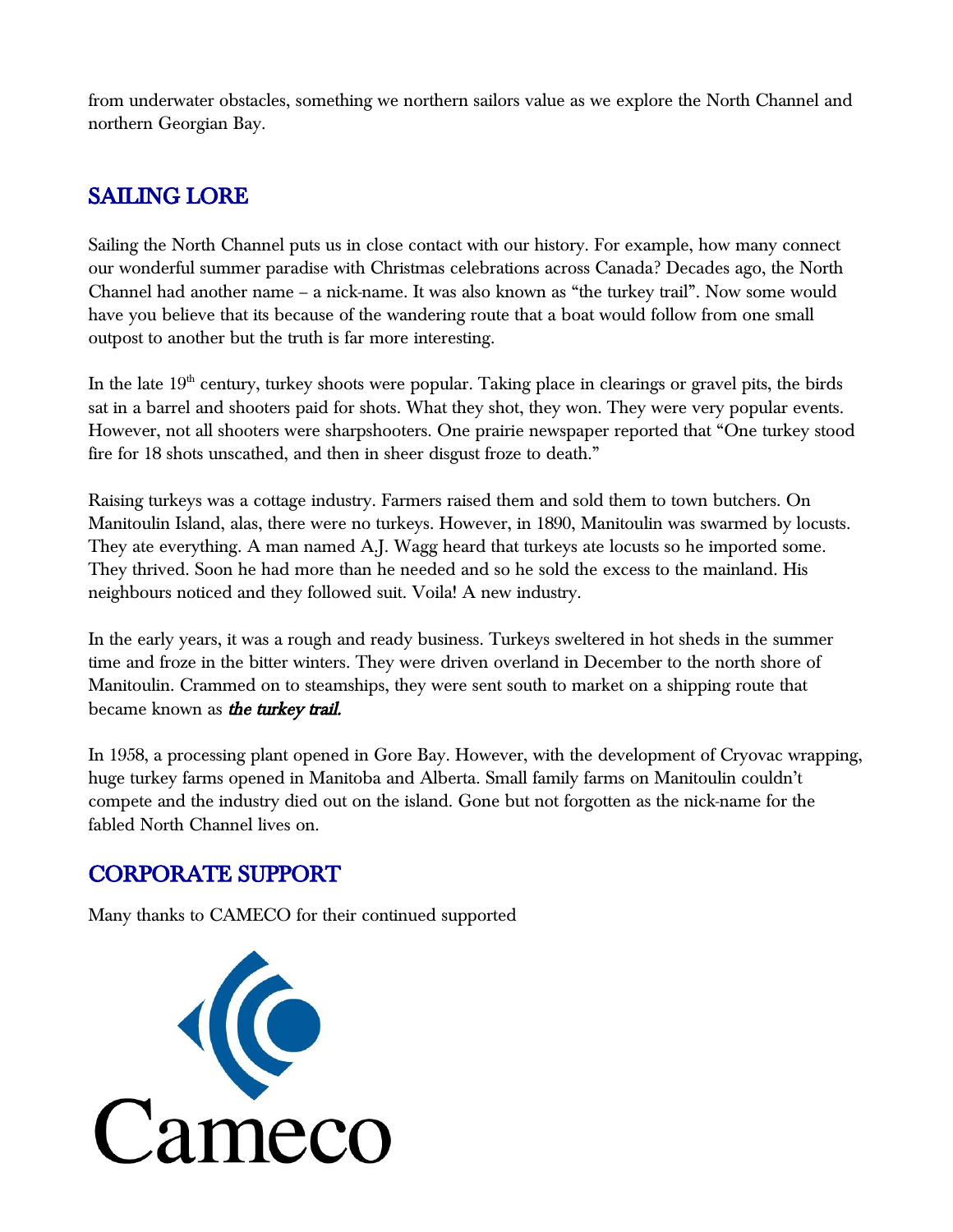from underwater obstacles, something we northern sailors value as we explore the North Channel and northern Georgian Bay.

## SAILING LORE

Sailing the North Channel puts us in close contact with our history. For example, how many connect our wonderful summer paradise with Christmas celebrations across Canada? Decades ago, the North Channel had another name – a nick-name. It was also known as "the turkey trail". Now some would have you believe that its because of the wandering route that a boat would follow from one small outpost to another but the truth is far more interesting.

In the late 19th century, turkey shoots were popular. Taking place in clearings or gravel pits, the birds sat in a barrel and shooters paid for shots. What they shot, they won. They were very popular events. However, not all shooters were sharpshooters. One prairie newspaper reported that "One turkey stood fire for 18 shots unscathed, and then in sheer disgust froze to death."

Raising turkeys was a cottage industry. Farmers raised them and sold them to town butchers. On Manitoulin Island, alas, there were no turkeys. However, in 1890, Manitoulin was swarmed by locusts. They ate everything. A man named A.J. Wagg heard that turkeys ate locusts so he imported some. They thrived. Soon he had more than he needed and so he sold the excess to the mainland. His neighbours noticed and they followed suit. Voila! A new industry.

In the early years, it was a rough and ready business. Turkeys sweltered in hot sheds in the summer time and froze in the bitter winters. They were driven overland in December to the north shore of Manitoulin. Crammed on to steamships, they were sent south to market on a shipping route that became known as ***the turkey trail.***

In 1958, a processing plant opened in Gore Bay. However, with the development of Cryovac wrapping, huge turkey farms opened in Manitoba and Alberta. Small family farms on Manitoulin couldn't compete and the industry died out on the island. Gone but not forgotten as the nick-name for the fabled North Channel lives on.

## CORPORATE SUPPORT

Many thanks to CAMECO for their continued supported

Cameco